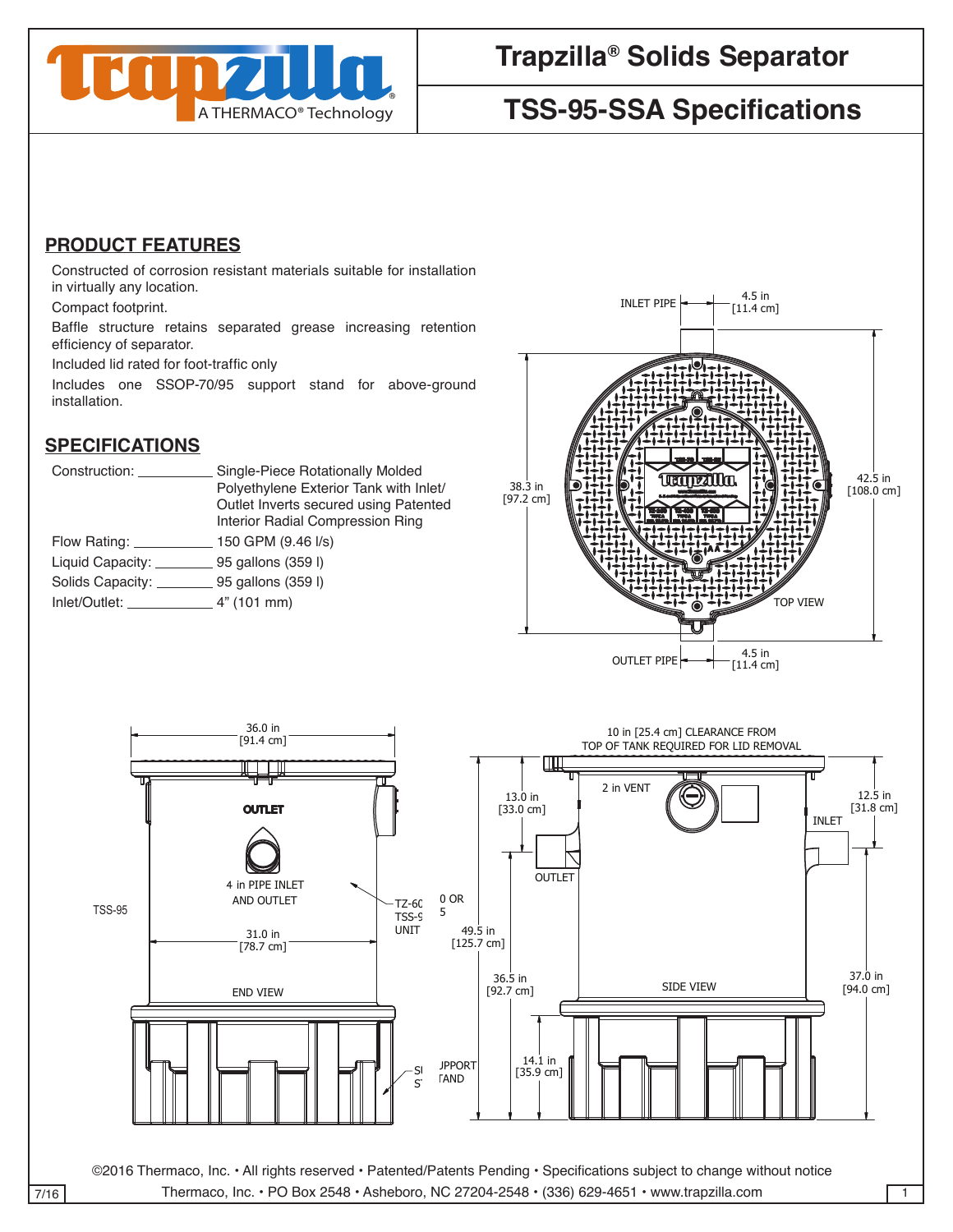# Trapzilla® Solids Separator

## TSS-95-SSA Specifications

A THERMACO® Technology

### PRODUCT FEATURES

Constructed of corrosion resistant materials suitable for installation in virtually any location.

Compact footprint.

Baffle structure retains separated grease increasing retention efficiency of separator.

Included lid rated for foot-traffic only

Includes one SSOP-70/95 support stand for above-ground installation.

### SPECIFICATIONS

| | |
|---|---|
| Construction: | Single-Piece Rotationally Molded Polyethylene Exterior Tank with Inlet/Outlet Inverts secured using Patented Interior Radial Compression Ring |
| Flow Rating: | 150 GPM (9.46 l/s) |
| Liquid Capacity: | 95 gallons (359 l) |
| Solids Capacity: | 95 gallons (359 l) |
| Inlet/Outlet: | 4" (101 mm) |

INLET PIPE
4.5 in [11.4 cm]
38.3 in [97.2 cm]
42.5 in [108.0 cm]
TOP VIEW
OUTLET PIPE
4.5 in [11.4 cm]

36.0 in [91.4 cm]
OUTLET
4 in PIPE INLET AND OUTLET
TSS-95
31.0 in [78.7 cm]
END VIEW
TZ-60 OR TSS-95 UNIT
SUPPORT STAND

10 in [25.4 cm] CLEARANCE FROM TOP OF TANK REQUIRED FOR LID REMOVAL
2 in VENT
13.0 in [33.0 cm]
12.5 in [31.8 cm]
INLET
OUTLET
49.5 in [125.7 cm]
36.5 in [92.7 cm]
SIDE VIEW
37.0 in [94.0 cm]
14.1 in [35.9 cm]

©2016 Thermaco, Inc. • All rights reserved • Patented/Patents Pending • Specifications subject to change without notice

Thermaco, Inc. • PO Box 2548 • Asheboro, NC 27204-2548 • (336) 629-4651 • www.trapzilla.com

7/16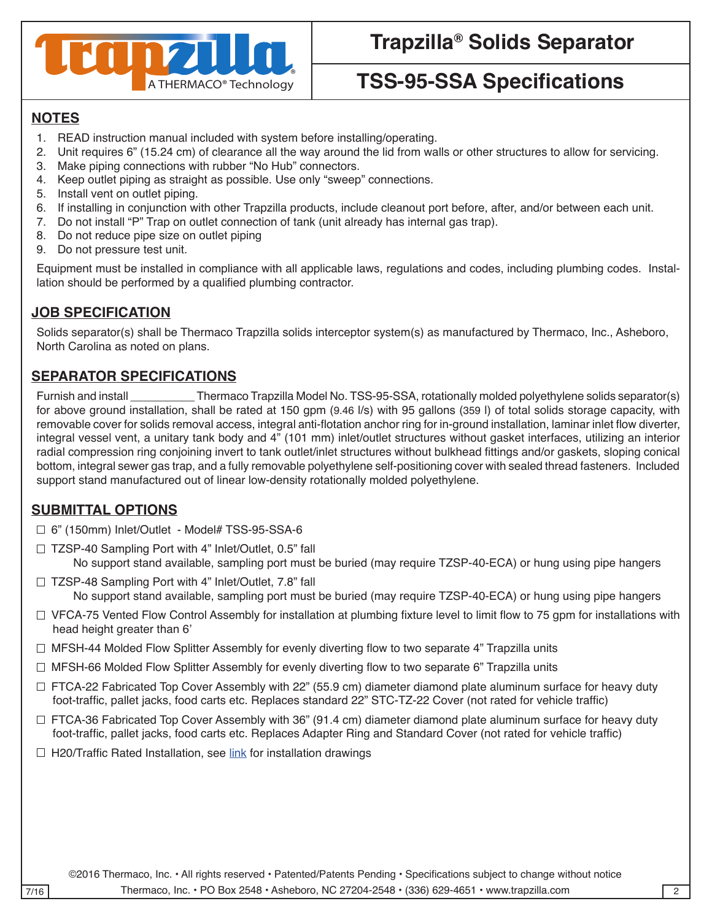# Trapzilla® Solids Separator

## TSS-95-SSA Specifications

### NOTES

1. READ instruction manual included with system before installing/operating.
2. Unit requires 6" (15.24 cm) of clearance all the way around the lid from walls or other structures to allow for servicing.
3. Make piping connections with rubber "No Hub" connectors.
4. Keep outlet piping as straight as possible. Use only "sweep" connections.
5. Install vent on outlet piping.
6. If installing in conjunction with other Trapzilla products, include cleanout port before, after, and/or between each unit.
7. Do not install "P" Trap on outlet connection of tank (unit already has internal gas trap).
8. Do not reduce pipe size on outlet piping
9. Do not pressure test unit.

Equipment must be installed in compliance with all applicable laws, regulations and codes, including plumbing codes. Installation should be performed by a qualified plumbing contractor.

### JOB SPECIFICATION

Solids separator(s) shall be Thermaco Trapzilla solids interceptor system(s) as manufactured by Thermaco, Inc., Asheboro, North Carolina as noted on plans.

### SEPARATOR SPECIFICATIONS

Furnish and install __________ Thermaco Trapzilla Model No. TSS-95-SSA, rotationally molded polyethylene solids separator(s) for above ground installation, shall be rated at 150 gpm (9.46 l/s) with 95 gallons (359 l) of total solids storage capacity, with removable cover for solids removal access, integral anti-flotation anchor ring for in-ground installation, laminar inlet flow diverter, integral vessel vent, a unitary tank body and 4" (101 mm) inlet/outlet structures without gasket interfaces, utilizing an interior radial compression ring conjoining invert to tank outlet/inlet structures without bulkhead fittings and/or gaskets, sloping conical bottom, integral sewer gas trap, and a fully removable polyethylene self-positioning cover with sealed thread fasteners. Included support stand manufactured out of linear low-density rotationally molded polyethylene.

### SUBMITTAL OPTIONS

- ☐ 6" (150mm) Inlet/Outlet - Model# TSS-95-SSA-6
- ☐ TZSP-40 Sampling Port with 4" Inlet/Outlet, 0.5" fall
  No support stand available, sampling port must be buried (may require TZSP-40-ECA) or hung using pipe hangers
- ☐ TZSP-48 Sampling Port with 4" Inlet/Outlet, 7.8" fall
  No support stand available, sampling port must be buried (may require TZSP-40-ECA) or hung using pipe hangers
- ☐ VFCA-75 Vented Flow Control Assembly for installation at plumbing fixture level to limit flow to 75 gpm for installations with head height greater than 6'
- ☐ MFSH-44 Molded Flow Splitter Assembly for evenly diverting flow to two separate 4" Trapzilla units
- ☐ MFSH-66 Molded Flow Splitter Assembly for evenly diverting flow to two separate 6" Trapzilla units
- ☐ FTCA-22 Fabricated Top Cover Assembly with 22" (55.9 cm) diameter diamond plate aluminum surface for heavy duty foot-traffic, pallet jacks, food carts etc. Replaces standard 22" STC-TZ-22 Cover (not rated for vehicle traffic)
- ☐ FTCA-36 Fabricated Top Cover Assembly with 36" (91.4 cm) diameter diamond plate aluminum surface for heavy duty foot-traffic, pallet jacks, food carts etc. Replaces Adapter Ring and Standard Cover (not rated for vehicle traffic)
- ☐ H20/Traffic Rated Installation, see link for installation drawings

©2016 Thermaco, Inc. • All rights reserved • Patented/Patents Pending • Specifications subject to change without notice

Thermaco, Inc. • PO Box 2548 • Asheboro, NC 27204-2548 • (336) 629-4651 • www.trapzilla.com